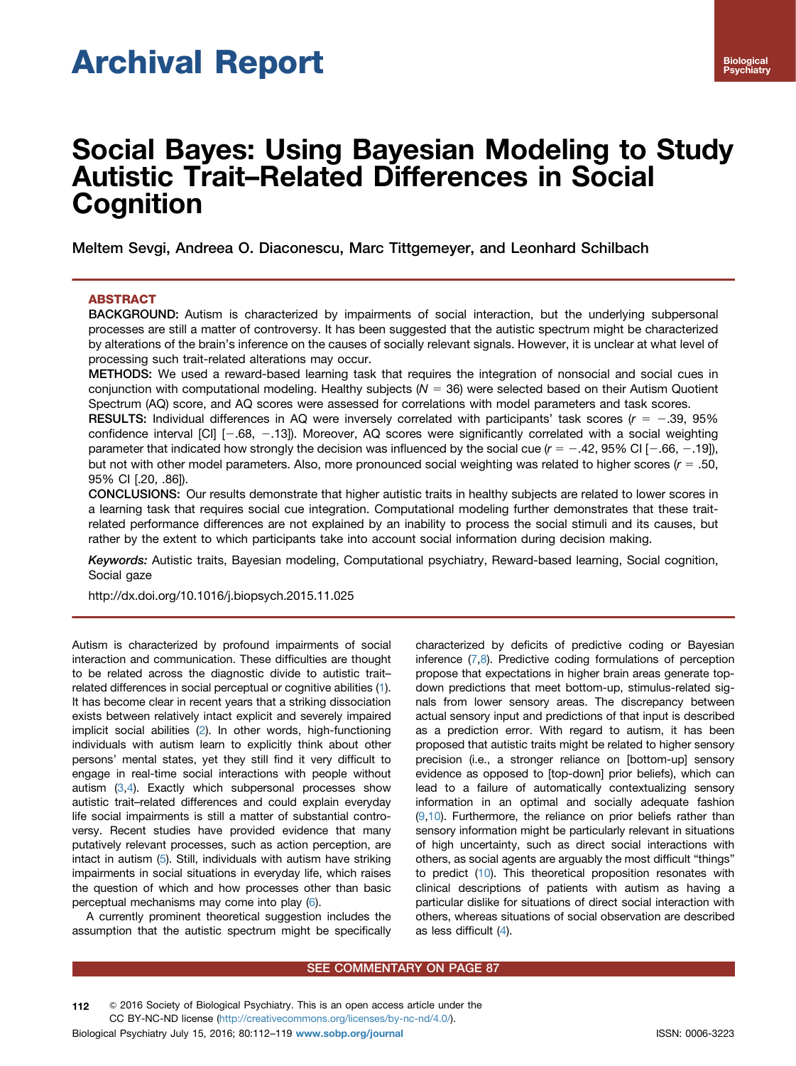# Archival Report

# Social Bayes: Using Bayesian Modeling to Study Autistic Trait–Related Differences in Social Cognition

Meltem Sevgi, Andreea O. Diaconescu, Marc Tittgemeyer, and Leonhard Schilbach

## ABSTRACT

**BACKGROUND:** Autism is characterized by impairments of social interaction, but the underlying subpersonal processes are still a matter of controversy. It has been suggested that the autistic spectrum might be characterized by alterations of the brain's inference on the causes of socially relevant signals. However, it is unclear at what level of processing such trait-related alterations may occur.

**METHODS:** We used a reward-based learning task that requires the integration of nonsocial and social cues in conjunction with computational modeling. Healthy subjects ($N = 36$) were selected based on their Autism Quotient Spectrum (AQ) score, and AQ scores were assessed for correlations with model parameters and task scores.

**RESULTS:** Individual differences in AQ were inversely correlated with participants' task scores ($r = -.39$, 95% confidence interval [CI] [$-.68$, $-.13$]). Moreover, AQ scores were significantly correlated with a social weighting parameter that indicated how strongly the decision was influenced by the social cue ($r = -.42$, 95% CI [$-.66$, $-.19$]), but not with other model parameters. Also, more pronounced social weighting was related to higher scores ($r = .50$, 95% CI [.20, .86]).

**CONCLUSIONS:** Our results demonstrate that higher autistic traits in healthy subjects are related to lower scores in a learning task that requires social cue integration. Computational modeling further demonstrates that these trait-related performance differences are not explained by an inability to process the social stimuli and its causes, but rather by the extent to which participants take into account social information during decision making.

*Keywords:* Autistic traits, Bayesian modeling, Computational psychiatry, Reward-based learning, Social cognition, Social gaze

http://dx.doi.org/10.1016/j.biopsych.2015.11.025

Autism is characterized by profound impairments of social interaction and communication. These difficulties are thought to be related across the diagnostic divide to autistic trait–related differences in social perceptual or cognitive abilities (1). It has become clear in recent years that a striking dissociation exists between relatively intact explicit and severely impaired implicit social abilities (2). In other words, high-functioning individuals with autism learn to explicitly think about other persons' mental states, yet they still find it very difficult to engage in real-time social interactions with people without autism (3,4). Exactly which subpersonal processes show autistic trait–related differences and could explain everyday life social impairments is still a matter of substantial controversy. Recent studies have provided evidence that many putatively relevant processes, such as action perception, are intact in autism (5). Still, individuals with autism have striking impairments in social situations in everyday life, which raises the question of which and how processes other than basic perceptual mechanisms may come into play (6).

A currently prominent theoretical suggestion includes the assumption that the autistic spectrum might be specifically characterized by deficits of predictive coding or Bayesian inference (7,8). Predictive coding formulations of perception propose that expectations in higher brain areas generate top-down predictions that meet bottom-up, stimulus-related signals from lower sensory areas. The discrepancy between actual sensory input and predictions of that input is described as a prediction error. With regard to autism, it has been proposed that autistic traits might be related to higher sensory precision (i.e., a stronger reliance on [bottom-up] sensory evidence as opposed to [top-down] prior beliefs), which can lead to a failure of automatically contextualizing sensory information in an optimal and socially adequate fashion (9,10). Furthermore, the reliance on prior beliefs rather than sensory information might be particularly relevant in situations of high uncertainty, such as direct social interactions with others, as social agents are arguably the most difficult "things" to predict (10). This theoretical proposition resonates with clinical descriptions of patients with autism as having a particular dislike for situations of direct social interaction with others, whereas situations of social observation are described as less difficult (4).

SEE COMMENTARY ON PAGE 87

© 2016 Society of Biological Psychiatry. This is an open access article under the CC BY-NC-ND license (http://creativecommons.org/licenses/by-nc-nd/4.0/).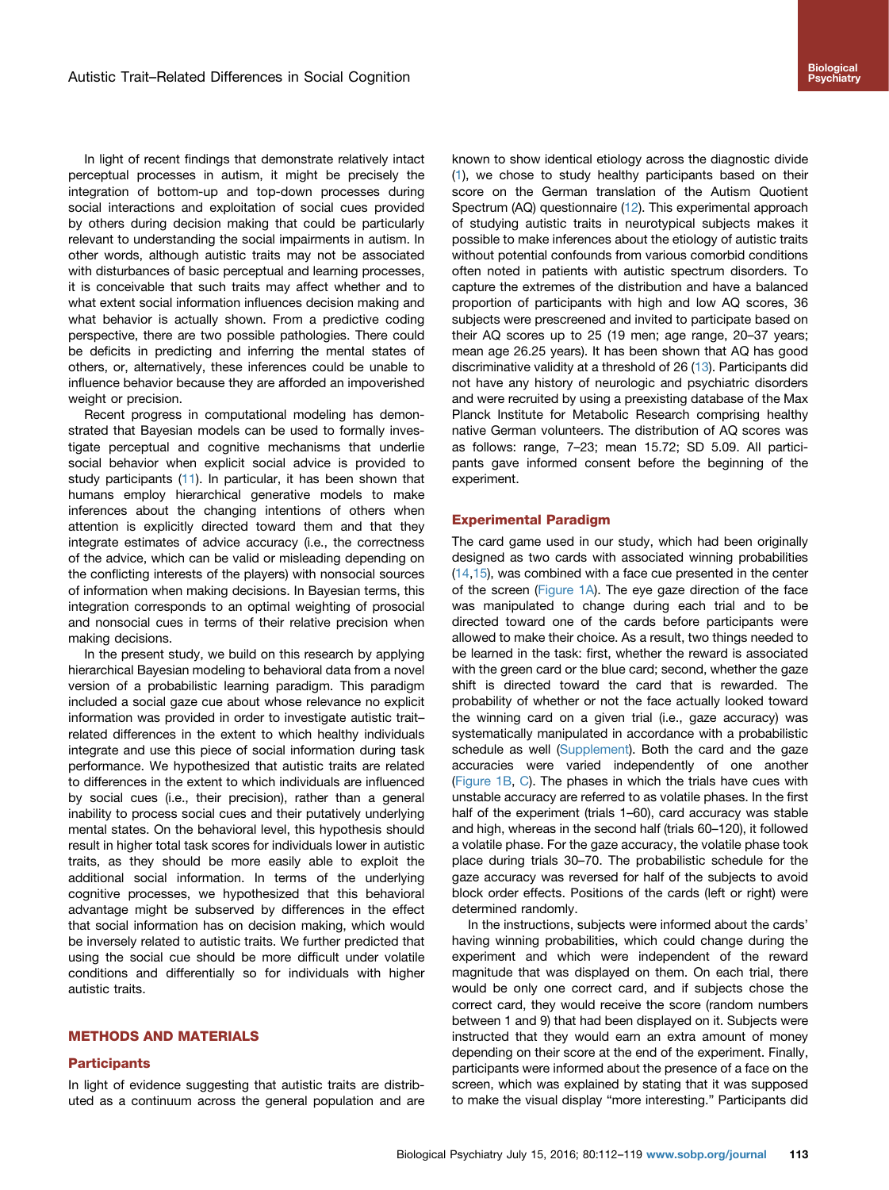In light of recent findings that demonstrate relatively intact perceptual processes in autism, it might be precisely the integration of bottom-up and top-down processes during social interactions and exploitation of social cues provided by others during decision making that could be particularly relevant to understanding the social impairments in autism. In other words, although autistic traits may not be associated with disturbances of basic perceptual and learning processes, it is conceivable that such traits may affect whether and to what extent social information influences decision making and what behavior is actually shown. From a predictive coding perspective, there are two possible pathologies. There could be deficits in predicting and inferring the mental states of others, or, alternatively, these inferences could be unable to influence behavior because they are afforded an impoverished weight or precision.

Recent progress in computational modeling has demonstrated that Bayesian models can be used to formally investigate perceptual and cognitive mechanisms that underlie social behavior when explicit social advice is provided to study participants (11). In particular, it has been shown that humans employ hierarchical generative models to make inferences about the changing intentions of others when attention is explicitly directed toward them and that they integrate estimates of advice accuracy (i.e., the correctness of the advice, which can be valid or misleading depending on the conflicting interests of the players) with nonsocial sources of information when making decisions. In Bayesian terms, this integration corresponds to an optimal weighting of prosocial and nonsocial cues in terms of their relative precision when making decisions.

In the present study, we build on this research by applying hierarchical Bayesian modeling to behavioral data from a novel version of a probabilistic learning paradigm. This paradigm included a social gaze cue about whose relevance no explicit information was provided in order to investigate autistic trait–related differences in the extent to which healthy individuals integrate and use this piece of social information during task performance. We hypothesized that autistic traits are related to differences in the extent to which individuals are influenced by social cues (i.e., their precision), rather than a general inability to process social cues and their putatively underlying mental states. On the behavioral level, this hypothesis should result in higher total task scores for individuals lower in autistic traits, as they should be more easily able to exploit the additional social information. In terms of the underlying cognitive processes, we hypothesized that this behavioral advantage might be subserved by differences in the effect that social information has on decision making, which would be inversely related to autistic traits. We further predicted that using the social cue should be more difficult under volatile conditions and differentially so for individuals with higher autistic traits.

## METHODS AND MATERIALS

### Participants

In light of evidence suggesting that autistic traits are distributed as a continuum across the general population and are known to show identical etiology across the diagnostic divide (1), we chose to study healthy participants based on their score on the German translation of the Autism Quotient Spectrum (AQ) questionnaire (12). This experimental approach of studying autistic traits in neurotypical subjects makes it possible to make inferences about the etiology of autistic traits without potential confounds from various comorbid conditions often noted in patients with autistic spectrum disorders. To capture the extremes of the distribution and have a balanced proportion of participants with high and low AQ scores, 36 subjects were prescreened and invited to participate based on their AQ scores up to 25 (19 men; age range, 20–37 years; mean age 26.25 years). It has been shown that AQ has good discriminative validity at a threshold of 26 (13). Participants did not have any history of neurologic and psychiatric disorders and were recruited by using a preexisting database of the Max Planck Institute for Metabolic Research comprising healthy native German volunteers. The distribution of AQ scores was as follows: range, 7–23; mean 15.72; SD 5.09. All participants gave informed consent before the beginning of the experiment.

### Experimental Paradigm

The card game used in our study, which had been originally designed as two cards with associated winning probabilities (14,15), was combined with a face cue presented in the center of the screen (Figure 1A). The eye gaze direction of the face was manipulated to change during each trial and to be directed toward one of the cards before participants were allowed to make their choice. As a result, two things needed to be learned in the task: first, whether the reward is associated with the green card or the blue card; second, whether the gaze shift is directed toward the card that is rewarded. The probability of whether or not the face actually looked toward the winning card on a given trial (i.e., gaze accuracy) was systematically manipulated in accordance with a probabilistic schedule as well (Supplement). Both the card and the gaze accuracies were varied independently of one another (Figure 1B, C). The phases in which the trials have cues with unstable accuracy are referred to as volatile phases. In the first half of the experiment (trials 1–60), card accuracy was stable and high, whereas in the second half (trials 60–120), it followed a volatile phase. For the gaze accuracy, the volatile phase took place during trials 30–70. The probabilistic schedule for the gaze accuracy was reversed for half of the subjects to avoid block order effects. Positions of the cards (left or right) were determined randomly.

In the instructions, subjects were informed about the cards' having winning probabilities, which could change during the experiment and which were independent of the reward magnitude that was displayed on them. On each trial, there would be only one correct card, and if subjects chose the correct card, they would receive the score (random numbers between 1 and 9) that had been displayed on it. Subjects were instructed that they would earn an extra amount of money depending on their score at the end of the experiment. Finally, participants were informed about the presence of a face on the screen, which was explained by stating that it was supposed to make the visual display "more interesting." Participants did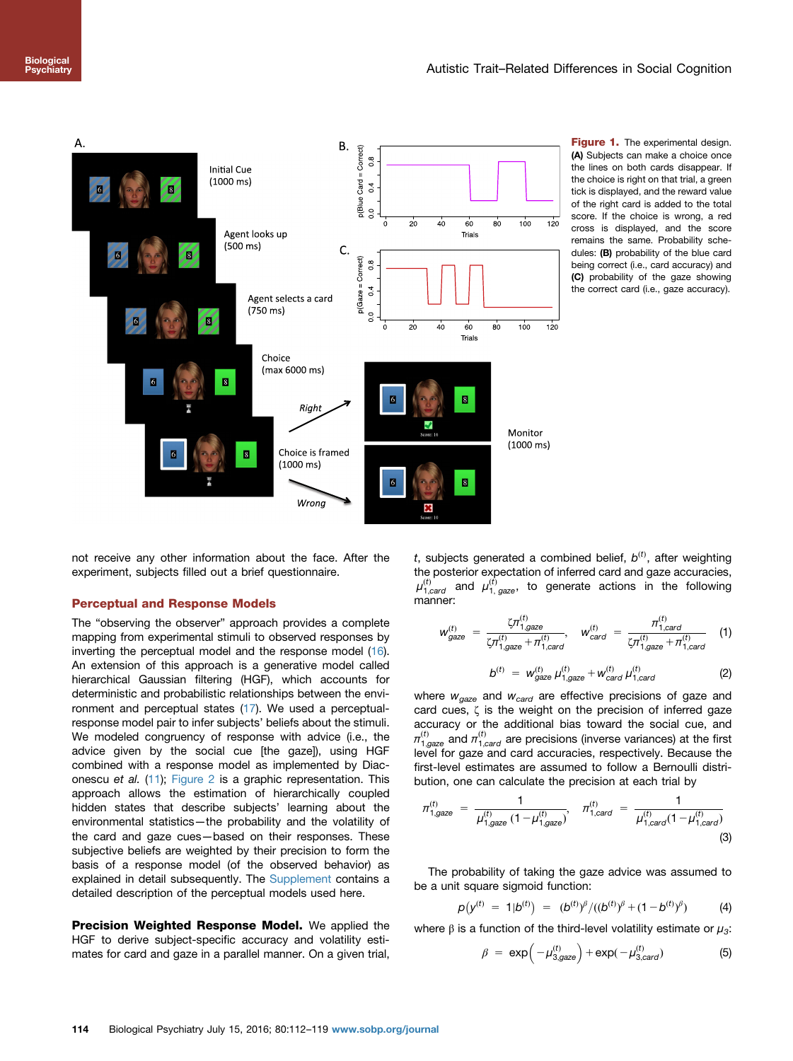**Figure 1.** The experimental design. **(A)** Subjects can make a choice once the lines on both cards disappear. If the choice is right on that trial, a green tick is displayed, and the reward value of the right card is added to the total score. If the choice is wrong, a red cross is displayed, and the score remains the same. Probability schedules: **(B)** probability of the blue card being correct (i.e., card accuracy) and **(C)** probability of the gaze showing the correct card (i.e., gaze accuracy).

not receive any other information about the face. After the experiment, subjects filled out a brief questionnaire.

## Perceptual and Response Models

The "observing the observer" approach provides a complete mapping from experimental stimuli to observed responses by inverting the perceptual model and the response model (16). An extension of this approach is a generative model called hierarchical Gaussian filtering (HGF), which accounts for deterministic and probabilistic relationships between the environment and perceptual states (17). We used a perceptual-response model pair to infer subjects' beliefs about the stimuli. We modeled congruency of response with advice (i.e., the advice given by the social cue [the gaze]), using HGF combined with a response model as implemented by Diaconescu *et al.* (11); Figure 2 is a graphic representation. This approach allows the estimation of hierarchically coupled hidden states that describe subjects' learning about the environmental statistics—the probability and the volatility of the card and gaze cues—based on their responses. These subjective beliefs are weighted by their precision to form the basis of a response model (of the observed behavior) as explained in detail subsequently. The Supplement contains a detailed description of the perceptual models used here.

**Precision Weighted Response Model.** We applied the HGF to derive subject-specific accuracy and volatility estimates for card and gaze in a parallel manner. On a given trial, $t$, subjects generated a combined belief, $b^{(t)}$, after weighting the posterior expectation of inferred card and gaze accuracies, $\mu^{(t)}_{1,card}$ and $\mu^{(t)}_{1,gaze}$, to generate actions in the following manner:

$$w^{(t)}_{gaze} = \frac{\zeta\pi^{(t)}_{1,gaze}}{\zeta\pi^{(t)}_{1,gaze} + \pi^{(t)}_{1,card}}, \quad w^{(t)}_{card} = \frac{\pi^{(t)}_{1,card}}{\zeta\pi^{(t)}_{1,gaze} + \pi^{(t)}_{1,card}} \tag{1}$$

$$b^{(t)} = w^{(t)}_{gaze}\,\mu^{(t)}_{1,gaze} + w^{(t)}_{card}\,\mu^{(t)}_{1,card} \tag{2}$$

where $w_{gaze}$ and $w_{card}$ are effective precisions of gaze and card cues, $\zeta$ is the weight on the precision of inferred gaze accuracy or the additional bias toward the social cue, and $\pi^{(t)}_{1,gaze}$ and $\pi^{(t)}_{1,card}$ are precisions (inverse variances) at the first level for gaze and card accuracies, respectively. Because the first-level estimates are assumed to follow a Bernoulli distribution, one can calculate the precision at each trial by

$$\pi^{(t)}_{1,gaze} = \frac{1}{\mu^{(t)}_{1,gaze}\left(1-\mu^{(t)}_{1,gaze}\right)}, \quad \pi^{(t)}_{1,card} = \frac{1}{\mu^{(t)}_{1,card}\left(1-\mu^{(t)}_{1,card}\right)} \tag{3}$$

The probability of taking the gaze advice was assumed to be a unit square sigmoid function:

$$p\left(y^{(t)} = 1|b^{(t)}\right) = \left(b^{(t)}\right)^{\beta} / \left(\left(b^{(t)}\right)^{\beta} + \left(1-b^{(t)}\right)^{\beta}\right) \tag{4}$$

where $\beta$ is a function of the third-level volatility estimate or $\mu_3$:

$$\beta = \exp\left(-\mu^{(t)}_{3,gaze}\right) + \exp\left(-\mu^{(t)}_{3,card}\right) \tag{5}$$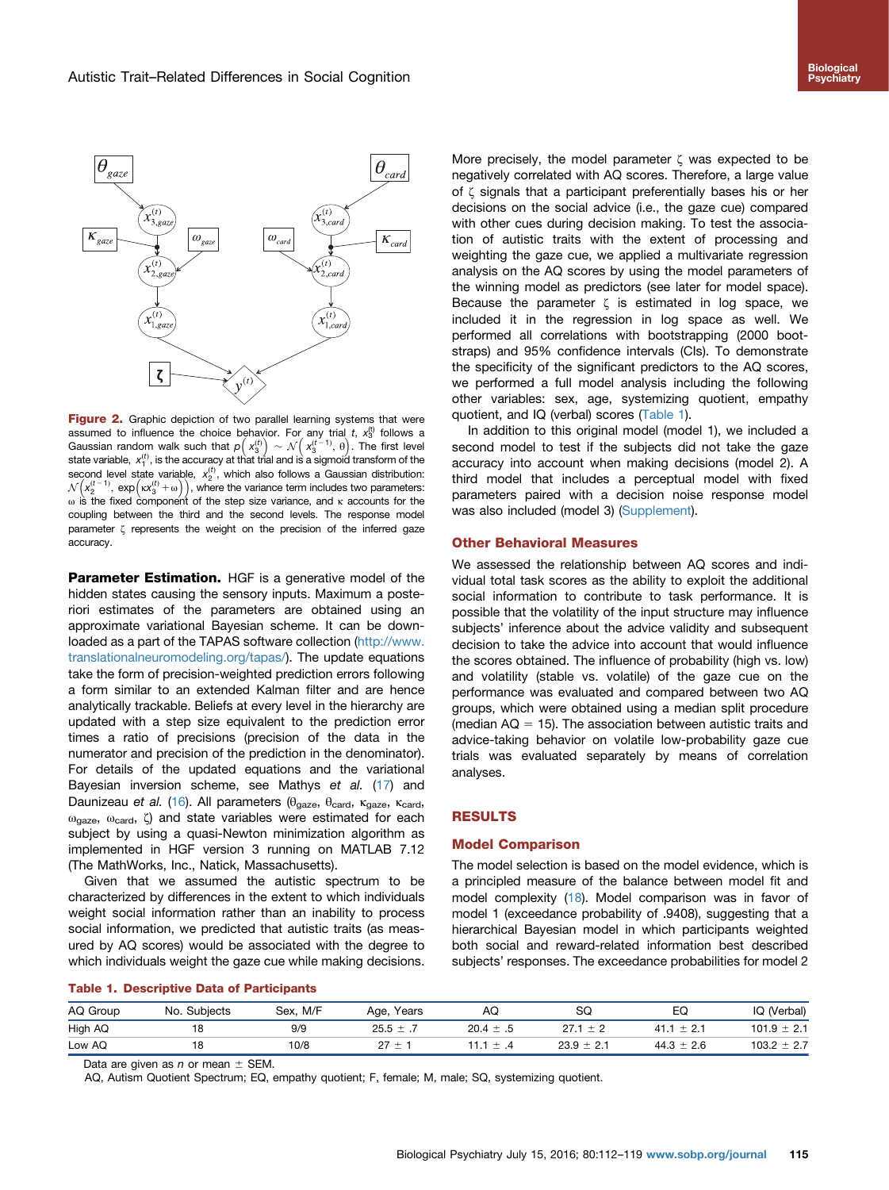Figure 2. Graphic depiction of two parallel learning systems that were assumed to influence the choice behavior. For any trial $t$, $x_3^{(t)}$ follows a Gaussian random walk such that $p\left(x_3^{(t)}\right) \sim \mathcal{N}\left(x_3^{(t-1)}, \theta\right)$. The first level state variable, $x_1^{(t)}$, is the accuracy at that trial and is a sigmoid transform of the second level state variable, $x_2^{(t)}$, which also follows a Gaussian distribution: $\mathcal{N}\left(x_2^{(t-1)}, \exp\left(\kappa x_3^{(t)} + \omega\right)\right)$, where the variance term includes two parameters: $\omega$ is the fixed component of the step size variance, and $\kappa$ accounts for the coupling between the third and the second levels. The response model parameter $\zeta$ represents the weight on the precision of the inferred gaze accuracy.

**Parameter Estimation.** HGF is a generative model of the hidden states causing the sensory inputs. Maximum a posteriori estimates of the parameters are obtained using an approximate variational Bayesian scheme. It can be downloaded as a part of the TAPAS software collection (http://www.translationalneuromodeling.org/tapas/). The update equations take the form of precision-weighted prediction errors following a form similar to an extended Kalman filter and are hence analytically trackable. Beliefs at every level in the hierarchy are updated with a step size equivalent to the prediction error times a ratio of precisions (precision of the data in the numerator and precision of the prediction in the denominator). For details of the updated equations and the variational Bayesian inversion scheme, see Mathys *et al.* (17) and Daunizeau *et al.* (16). All parameters ($\theta_{gaze}$, $\theta_{card}$, $\kappa_{gaze}$, $\kappa_{card}$, $\omega_{gaze}$, $\omega_{card}$, $\zeta$) and state variables were estimated for each subject by using a quasi-Newton minimization algorithm as implemented in HGF version 3 running on MATLAB 7.12 (The MathWorks, Inc., Natick, Massachusetts).

Given that we assumed the autistic spectrum to be characterized by differences in the extent to which individuals weight social information rather than an inability to process social information, we predicted that autistic traits (as measured by AQ scores) would be associated with the degree to which individuals weight the gaze cue while making decisions. More precisely, the model parameter $\zeta$ was expected to be negatively correlated with AQ scores. Therefore, a large value of $\zeta$ signals that a participant preferentially bases his or her decisions on the social advice (i.e., the gaze cue) compared with other cues during decision making. To test the association of autistic traits with the extent of processing and weighting the gaze cue, we applied a multivariate regression analysis on the AQ scores by using the model parameters of the winning model as predictors (see later for model space). Because the parameter $\zeta$ is estimated in log space, we included it in the regression in log space as well. We performed all correlations with bootstrapping (2000 bootstraps) and 95% confidence intervals (CIs). To demonstrate the specificity of the significant predictors to the AQ scores, we performed a full model analysis including the following other variables: sex, age, systemizing quotient, empathy quotient, and IQ (verbal) scores (Table 1).

In addition to this original model (model 1), we included a second model to test if the subjects did not take the gaze accuracy into account when making decisions (model 2). A third model that includes a perceptual model with fixed parameters paired with a decision noise response model was also included (model 3) (Supplement).

### Other Behavioral Measures

We assessed the relationship between AQ scores and individual total task scores as the ability to exploit the additional social information to contribute to task performance. It is possible that the volatility of the input structure may influence subjects' inference about the advice validity and subsequent decision to take the advice into account that would influence the scores obtained. The influence of probability (high vs. low) and volatility (stable vs. volatile) of the gaze cue on the performance was evaluated and compared between two AQ groups, which were obtained using a median split procedure (median AQ = 15). The association between autistic traits and advice-taking behavior on volatile low-probability gaze cue trials was evaluated separately by means of correlation analyses.

## RESULTS

### Model Comparison

The model selection is based on the model evidence, which is a principled measure of the balance between model fit and model complexity (18). Model comparison was in favor of model 1 (exceedance probability of .9408), suggesting that a hierarchical Bayesian model in which participants weighted both social and reward-related information best described subjects' responses. The exceedance probabilities for model 2

**Table 1. Descriptive Data of Participants**

| AQ Group | No. Subjects | Sex, M/F | Age, Years | AQ | SQ | EQ | IQ (Verbal) |
|---|---|---|---|---|---|---|---|
| High AQ | 18 | 9/9 | 25.5 ± .7 | 20.4 ± .5 | 27.1 ± 2 | 41.1 ± 2.1 | 101.9 ± 2.1 |
| Low AQ | 18 | 10/8 | 27 ± 1 | 11.1 ± .4 | 23.9 ± 2.1 | 44.3 ± 2.6 | 103.2 ± 2.7 |

Data are given as $n$ or mean ± SEM.

AQ, Autism Quotient Spectrum; EQ, empathy quotient; F, female; M, male; SQ, systemizing quotient.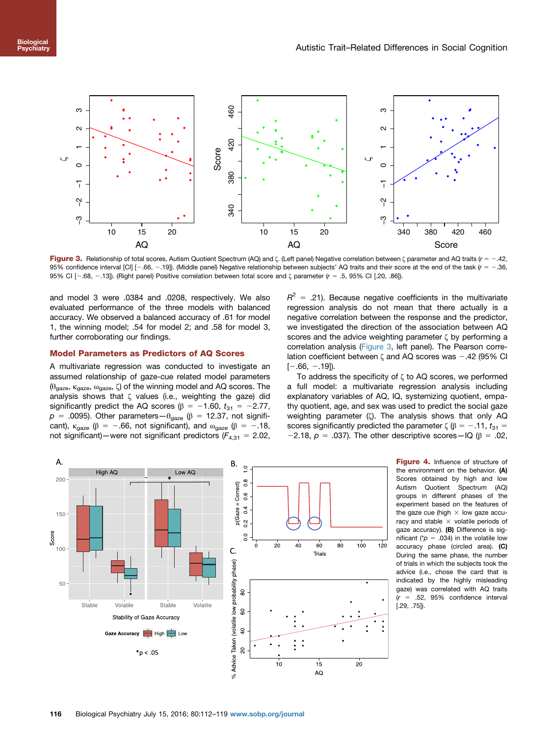**Figure 3.** Relationship of total scores, Autism Quotient Spectrum (AQ) and ζ. (Left panel) Negative correlation between ζ parameter and AQ traits ($r = -.42$, 95% confidence interval [CI] [−.66, −.19]). (Middle panel) Negative relationship between subjects' AQ traits and their score at the end of the task ($r = -.36$, 95% CI [−.68, −.13]). (Right panel) Positive correlation between total score and ζ parameter ($r = .5$, 95% CI [.20, .86]).

and model 3 were .0384 and .0208, respectively. We also evaluated performance of the three models with balanced accuracy. We observed a balanced accuracy of .61 for model 1, the winning model; .54 for model 2; and .58 for model 3, further corroborating our findings.

## Model Parameters as Predictors of AQ Scores

A multivariate regression was conducted to investigate an assumed relationship of gaze-cue related model parameters ($\theta_{gaze}$, $\kappa_{gaze}$, $\omega_{gaze}$, $\zeta$) of the winning model and AQ scores. The analysis shows that ζ values (i.e., weighting the gaze) did significantly predict the AQ scores ($\beta = -1.60$, $t_{31} = -2.77$, $p = .0095$). Other parameters—$\theta_{gaze}$ ($\beta = 12.37$, not significant), $\kappa_{gaze}$ ($\beta = -.66$, not significant), and $\omega_{gaze}$ ($\beta = -.18$, not significant)—were not significant predictors ($F_{4,31} = 2.02$, $R^2 = .21$). Because negative coefficients in the multivariate regression analysis do not mean that there actually is a negative correlation between the response and the predictor, we investigated the direction of the association between AQ scores and the advice weighting parameter ζ by performing a correlation analysis (Figure 3, left panel). The Pearson correlation coefficient between ζ and AQ scores was −.42 (95% CI [−.66, −.19]).

To address the specificity of ζ to AQ scores, we performed a full model: a multivariate regression analysis including explanatory variables of AQ, IQ, systemizing quotient, empathy quotient, age, and sex was used to predict the social gaze weighting parameter (ζ). The analysis shows that only AQ scores significantly predicted the parameter ζ ($\beta = -.11$, $t_{31} = -2.18$, $p = .037$). The other descriptive scores—IQ ($\beta = .02$,

**Figure 4.** Influence of structure of the environment on the behavior. **(A)** Scores obtained by high and low Autism Quotient Spectrum (AQ) groups in different phases of the experiment based on the features of the gaze cue (high × low gaze accuracy and stable × volatile periods of gaze accuracy). **(B)** Difference is significant (*$p = .034$) in the volatile low accuracy phase (circled area). **(C)** During the same phase, the number of trials in which the subjects took the advice (i.e., chose the card that is indicated by the highly misleading gaze) was correlated with AQ traits ($r = .52$, 95% confidence interval [.29, .75]).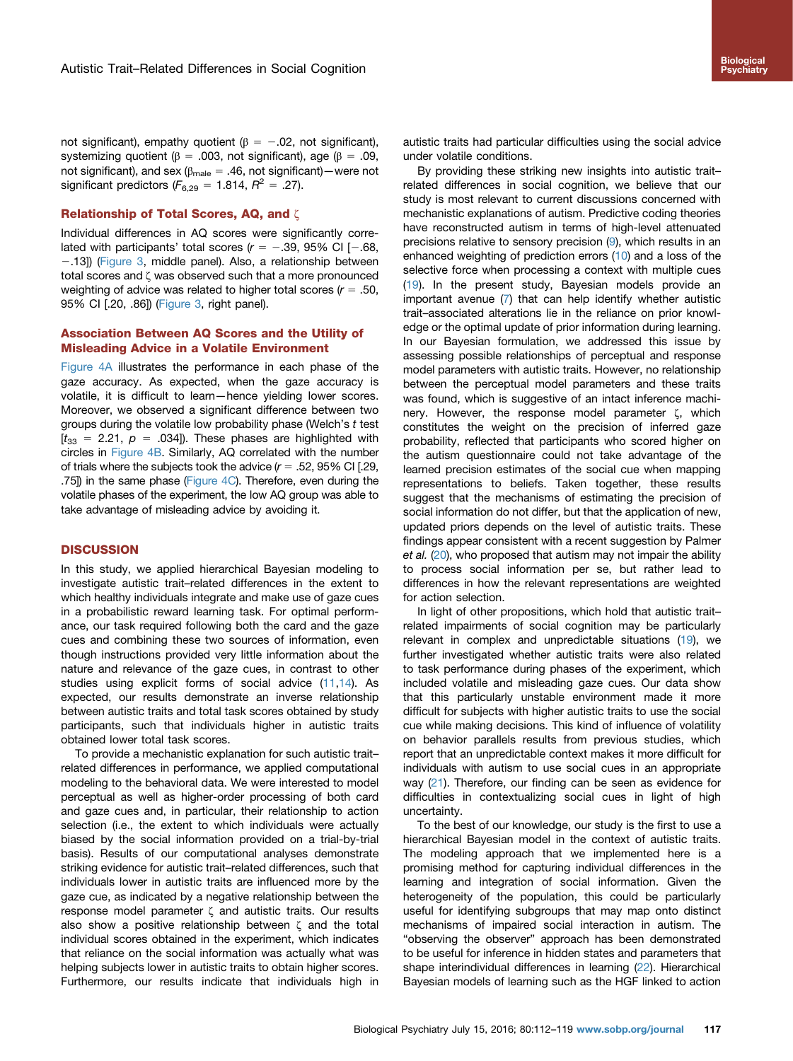not significant), empathy quotient ($\beta = -.02$, not significant), systemizing quotient ($\beta = .003$, not significant), age ($\beta = .09$, not significant), and sex ($\beta_{male} = .46$, not significant)—were not significant predictors ($F_{6,29} = 1.814$, $R^2 = .27$).

### Relationship of Total Scores, AQ, and $\zeta$

Individual differences in AQ scores were significantly correlated with participants' total scores ($r = -.39$, 95% CI [$-.68$, $-.13$]) (Figure 3, middle panel). Also, a relationship between total scores and $\zeta$ was observed such that a more pronounced weighting of advice was related to higher total scores ($r = .50$, 95% CI [.20, .86]) (Figure 3, right panel).

### Association Between AQ Scores and the Utility of Misleading Advice in a Volatile Environment

Figure 4A illustrates the performance in each phase of the gaze accuracy. As expected, when the gaze accuracy is volatile, it is difficult to learn—hence yielding lower scores. Moreover, we observed a significant difference between two groups during the volatile low probability phase (Welch's *t* test [$t_{33} = 2.21$, $p = .034$]). These phases are highlighted with circles in Figure 4B. Similarly, AQ correlated with the number of trials where the subjects took the advice ($r = .52$, 95% CI [.29, .75]) in the same phase (Figure 4C). Therefore, even during the volatile phases of the experiment, the low AQ group was able to take advantage of misleading advice by avoiding it.

## DISCUSSION

In this study, we applied hierarchical Bayesian modeling to investigate autistic trait–related differences in the extent to which healthy individuals integrate and make use of gaze cues in a probabilistic reward learning task. For optimal performance, our task required following both the card and the gaze cues and combining these two sources of information, even though instructions provided very little information about the nature and relevance of the gaze cues, in contrast to other studies using explicit forms of social advice (11,14). As expected, our results demonstrate an inverse relationship between autistic traits and total task scores obtained by study participants, such that individuals higher in autistic traits obtained lower total task scores.

To provide a mechanistic explanation for such autistic trait–related differences in performance, we applied computational modeling to the behavioral data. We were interested to model perceptual as well as higher-order processing of both card and gaze cues and, in particular, their relationship to action selection (i.e., the extent to which individuals were actually biased by the social information provided on a trial-by-trial basis). Results of our computational analyses demonstrate striking evidence for autistic trait–related differences, such that individuals lower in autistic traits are influenced more by the gaze cue, as indicated by a negative relationship between the response model parameter $\zeta$ and autistic traits. Our results also show a positive relationship between $\zeta$ and the total individual scores obtained in the experiment, which indicates that reliance on the social information was actually what was helping subjects lower in autistic traits to obtain higher scores. Furthermore, our results indicate that individuals high in autistic traits had particular difficulties using the social advice under volatile conditions.

By providing these striking new insights into autistic trait–related differences in social cognition, we believe that our study is most relevant to current discussions concerned with mechanistic explanations of autism. Predictive coding theories have reconstructed autism in terms of high-level attenuated precisions relative to sensory precision (9), which results in an enhanced weighting of prediction errors (10) and a loss of the selective force when processing a context with multiple cues (19). In the present study, Bayesian models provide an important avenue (7) that can help identify whether autistic trait–associated alterations lie in the reliance on prior knowledge or the optimal update of prior information during learning. In our Bayesian formulation, we addressed this issue by assessing possible relationships of perceptual and response model parameters with autistic traits. However, no relationship between the perceptual model parameters and these traits was found, which is suggestive of an intact inference machinery. However, the response model parameter $\zeta$, which constitutes the weight on the precision of inferred gaze probability, reflected that participants who scored higher on the autism questionnaire could not take advantage of the learned precision estimates of the social cue when mapping representations to beliefs. Taken together, these results suggest that the mechanisms of estimating the precision of social information do not differ, but that the application of new, updated priors depends on the level of autistic traits. These findings appear consistent with a recent suggestion by Palmer *et al.* (20), who proposed that autism may not impair the ability to process social information per se, but rather lead to differences in how the relevant representations are weighted for action selection.

In light of other propositions, which hold that autistic trait–related impairments of social cognition may be particularly relevant in complex and unpredictable situations (19), we further investigated whether autistic traits were also related to task performance during phases of the experiment, which included volatile and misleading gaze cues. Our data show that this particularly unstable environment made it more difficult for subjects with higher autistic traits to use the social cue while making decisions. This kind of influence of volatility on behavior parallels results from previous studies, which report that an unpredictable context makes it more difficult for individuals with autism to use social cues in an appropriate way (21). Therefore, our finding can be seen as evidence for difficulties in contextualizing social cues in light of high uncertainty.

To the best of our knowledge, our study is the first to use a hierarchical Bayesian model in the context of autistic traits. The modeling approach that we implemented here is a promising method for capturing individual differences in the learning and integration of social information. Given the heterogeneity of the population, this could be particularly useful for identifying subgroups that may map onto distinct mechanisms of impaired social interaction in autism. The "observing the observer" approach has been demonstrated to be useful for inference in hidden states and parameters that shape interindividual differences in learning (22). Hierarchical Bayesian models of learning such as the HGF linked to action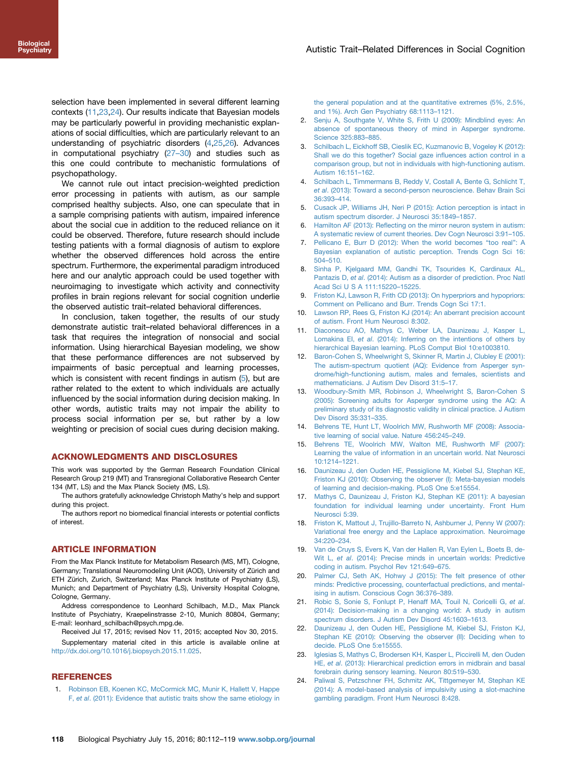selection have been implemented in several different learning contexts (11,23,24). Our results indicate that Bayesian models may be particularly powerful in providing mechanistic explanations of social difficulties, which are particularly relevant to an understanding of psychiatric disorders (4,25,26). Advances in computational psychiatry (27–30) and studies such as this one could contribute to mechanistic formulations of psychopathology.

We cannot rule out intact precision-weighted prediction error processing in patients with autism, as our sample comprised healthy subjects. Also, one can speculate that in a sample comprising patients with autism, impaired inference about the social cue in addition to the reduced reliance on it could be observed. Therefore, future research should include testing patients with a formal diagnosis of autism to explore whether the observed differences hold across the entire spectrum. Furthermore, the experimental paradigm introduced here and our analytic approach could be used together with neuroimaging to investigate which activity and connectivity profiles in brain regions relevant for social cognition underlie the observed autistic trait–related behavioral differences.

In conclusion, taken together, the results of our study demonstrate autistic trait–related behavioral differences in a task that requires the integration of nonsocial and social information. Using hierarchical Bayesian modeling, we show that these performance differences are not subserved by impairments of basic perceptual and learning processes, which is consistent with recent findings in autism (5), but are rather related to the extent to which individuals are actually influenced by the social information during decision making. In other words, autistic traits may not impair the ability to process social information per se, but rather by a low weighting or precision of social cues during decision making.

## ACKNOWLEDGMENTS AND DISCLOSURES

This work was supported by the German Research Foundation Clinical Research Group 219 (MT) and Transregional Collaborative Research Center 134 (MT, LS) and the Max Planck Society (MS, LS).

The authors gratefully acknowledge Christoph Mathy's help and support during this project.

The authors report no biomedical financial interests or potential conflicts of interest.

## ARTICLE INFORMATION

From the Max Planck Institute for Metabolism Research (MS, MT), Cologne, Germany; Translational Neuromodeling Unit (AOD), University of Zürich and ETH Zürich, Zurich, Switzerland; Max Planck Institute of Psychiatry (LS), Munich; and Department of Psychiatry (LS), University Hospital Cologne, Cologne, Germany.

Address correspondence to Leonhard Schilbach, M.D., Max Planck Institute of Psychiatry, Kraepelinstrasse 2-10, Munich 80804, Germany; E-mail: leonhard_schilbach@psych.mpg.de.

Received Jul 17, 2015; revised Nov 11, 2015; accepted Nov 30, 2015.

Supplementary material cited in this article is available online at http://dx.doi.org/10.1016/j.biopsych.2015.11.025.

## REFERENCES

1. Robinson EB, Koenen KC, McCormick MC, Munir K, Hallett V, Happe F, *et al*. (2011): Evidence that autistic traits show the same etiology in the general population and at the quantitative extremes (5%, 2.5%, and 1%). Arch Gen Psychiatry 68:1113–1121.
2. Senju A, Southgate V, White S, Frith U (2009): Mindblind eyes: An absence of spontaneous theory of mind in Asperger syndrome. Science 325:883–885.
3. Schilbach L, Eickhoff SB, Cieslik EC, Kuzmanovic B, Vogeley K (2012): Shall we do this together? Social gaze influences action control in a comparison group, but not in individuals with high-functioning autism. Autism 16:151–162.
4. Schilbach L, Timmermans B, Reddy V, Costall A, Bente G, Schlicht T, *et al*. (2013): Toward a second-person neuroscience. Behav Brain Sci 36:393–414.
5. Cusack JP, Williams JH, Neri P (2015): Action perception is intact in autism spectrum disorder. J Neurosci 35:1849–1857.
6. Hamilton AF (2013): Reflecting on the mirror neuron system in autism: A systematic review of current theories. Dev Cogn Neurosci 3:91–105.
7. Pellicano E, Burr D (2012): When the world becomes "too real": A Bayesian explanation of autistic perception. Trends Cogn Sci 16: 504–510.
8. Sinha P, Kjelgaard MM, Gandhi TK, Tsourides K, Cardinaux AL, Pantazis D, *et al*. (2014): Autism as a disorder of prediction. Proc Natl Acad Sci U S A 111:15220–15225.
9. Friston KJ, Lawson R, Frith CD (2013): On hyperpriors and hypopriors: Comment on Pellicano and Burr. Trends Cogn Sci 17:1.
10. Lawson RP, Rees G, Friston KJ (2014): An aberrant precision account of autism. Front Hum Neurosci 8:302.
11. Diaconescu AO, Mathys C, Weber LA, Daunizeau J, Kasper L, Lomakina EI, *et al*. (2014): Inferring on the intentions of others by hierarchical Bayesian learning. PLoS Comput Biol 10:e1003810.
12. Baron-Cohen S, Wheelwright S, Skinner R, Martin J, Clubley E (2001): The autism-spectrum quotient (AQ): Evidence from Asperger syndrome/high-functioning autism, males and females, scientists and mathematicians. J Autism Dev Disord 31:5–17.
13. Woodbury-Smith MR, Robinson J, Wheelwright S, Baron-Cohen S (2005): Screening adults for Asperger syndrome using the AQ: A preliminary study of its diagnostic validity in clinical practice. J Autism Dev Disord 35:331–335.
14. Behrens TE, Hunt LT, Woolrich MW, Rushworth MF (2008): Associative learning of social value. Nature 456:245–249.
15. Behrens TE, Woolrich MW, Walton ME, Rushworth MF (2007): Learning the value of information in an uncertain world. Nat Neurosci 10:1214–1221.
16. Daunizeau J, den Ouden HE, Pessiglione M, Kiebel SJ, Stephan KE, Friston KJ (2010): Observing the observer (I): Meta-bayesian models of learning and decision-making. PLoS One 5:e15554.
17. Mathys C, Daunizeau J, Friston KJ, Stephan KE (2011): A bayesian foundation for individual learning under uncertainty. Front Hum Neurosci 5:39.
18. Friston K, Mattout J, Trujillo-Barreto N, Ashburner J, Penny W (2007): Variational free energy and the Laplace approximation. Neuroimage 34:220–234.
19. Van de Cruys S, Evers K, Van der Hallen R, Van Eylen L, Boets B, de-Wit L, *et al*. (2014): Precise minds in uncertain worlds: Predictive coding in autism. Psychol Rev 121:649–675.
20. Palmer CJ, Seth AK, Hohwy J (2015): The felt presence of other minds: Predictive processing, counterfactual predictions, and mentalising in autism. Conscious Cogn 36:376–389.
21. Robic S, Sonie S, Fonlupt P, Henaff MA, Touil N, Coricelli G, *et al*. (2014): Decision-making in a changing world: A study in autism spectrum disorders. J Autism Dev Disord 45:1603–1613.
22. Daunizeau J, den Ouden HE, Pessiglione M, Kiebel SJ, Friston KJ, Stephan KE (2010): Observing the observer (II): Deciding when to decide. PLoS One 5:e15555.
23. Iglesias S, Mathys C, Brodersen KH, Kasper L, Piccirelli M, den Ouden HE, *et al*. (2013): Hierarchical prediction errors in midbrain and basal forebrain during sensory learning. Neuron 80:519–530.
24. Paliwal S, Petzschner FH, Schmitz AK, Tittgemeyer M, Stephan KE (2014): A model-based analysis of impulsivity using a slot-machine gambling paradigm. Front Hum Neurosci 8:428.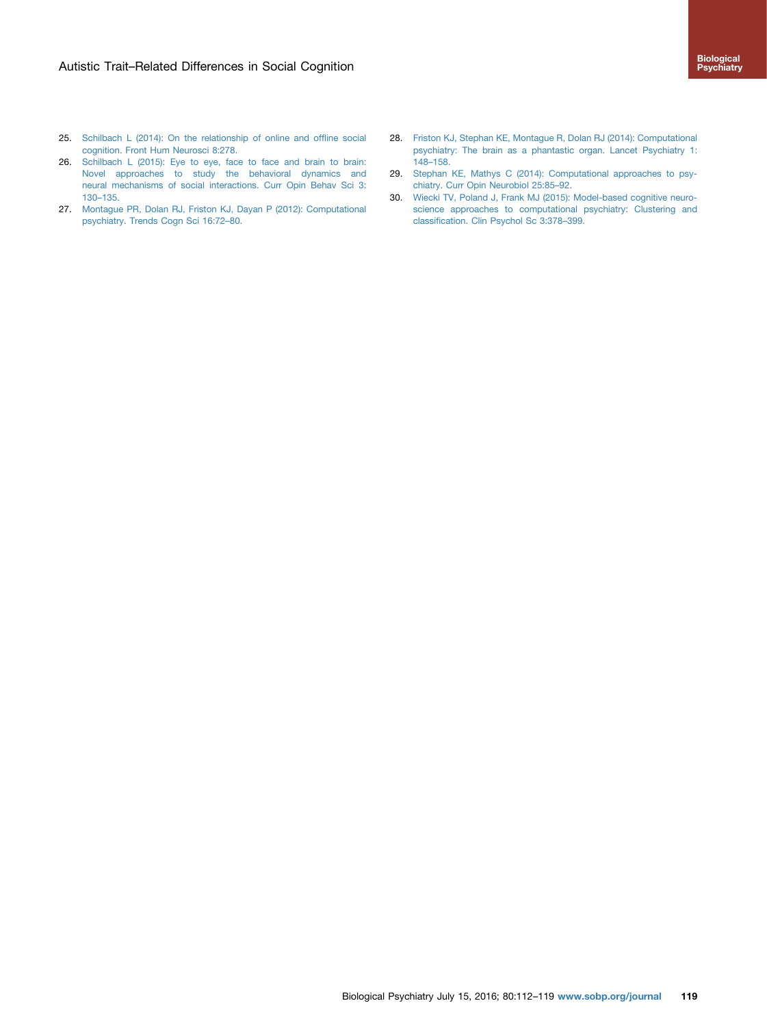25. Schilbach L (2014): On the relationship of online and offline social cognition. Front Hum Neurosci 8:278.
26. Schilbach L (2015): Eye to eye, face to face and brain to brain: Novel approaches to study the behavioral dynamics and neural mechanisms of social interactions. Curr Opin Behav Sci 3: 130–135.
27. Montague PR, Dolan RJ, Friston KJ, Dayan P (2012): Computational psychiatry. Trends Cogn Sci 16:72–80.
28. Friston KJ, Stephan KE, Montague R, Dolan RJ (2014): Computational psychiatry: The brain as a phantastic organ. Lancet Psychiatry 1: 148–158.
29. Stephan KE, Mathys C (2014): Computational approaches to psychiatry. Curr Opin Neurobiol 25:85–92.
30. Wiecki TV, Poland J, Frank MJ (2015): Model-based cognitive neuroscience approaches to computational psychiatry: Clustering and classification. Clin Psychol Sc 3:378–399.